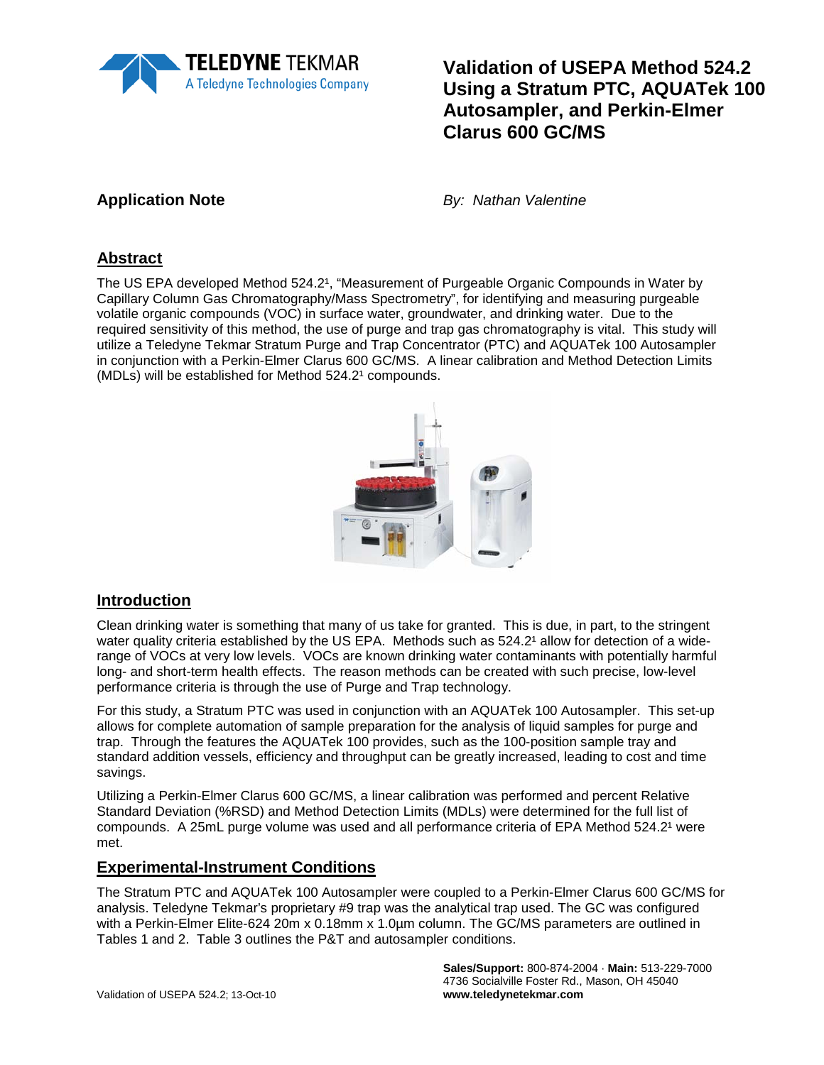# Validation of USEPA Method 524.2 Using a Stratum PTC, AQUATek 100 Autosampler, and Perkin-Elmer Clarus 600 GC/MS

**Application Note**

*By: Nathan Valentine*

## Abstract

The US EPA developed Method 524.2[1], "Measurement of Purgeable Organic Compounds in Water by Capillary Column Gas Chromatography/Mass Spectrometry", for identifying and measuring purgeable volatile organic compounds (VOC) in surface water, groundwater, and drinking water. Due to the required sensitivity of this method, the use of purge and trap gas chromatography is vital. This study will utilize a Teledyne Tekmar Stratum Purge and Trap Concentrator (PTC) and AQUATek 100 Autosampler in conjunction with a Perkin-Elmer Clarus 600 GC/MS. A linear calibration and Method Detection Limits (MDLs) will be established for Method 524.2[1] compounds.

## Introduction

Clean drinking water is something that many of us take for granted. This is due, in part, to the stringent water quality criteria established by the US EPA. Methods such as 524.2[1] allow for detection of a wide-range of VOCs at very low levels. VOCs are known drinking water contaminants with potentially harmful long- and short-term health effects. The reason methods can be created with such precise, low-level performance criteria is through the use of Purge and Trap technology.

For this study, a Stratum PTC was used in conjunction with an AQUATek 100 Autosampler. This set-up allows for complete automation of sample preparation for the analysis of liquid samples for purge and trap. Through the features the AQUATek 100 provides, such as the 100-position sample tray and standard addition vessels, efficiency and throughput can be greatly increased, leading to cost and time savings.

Utilizing a Perkin-Elmer Clarus 600 GC/MS, a linear calibration was performed and percent Relative Standard Deviation (%RSD) and Method Detection Limits (MDLs) were determined for the full list of compounds. A 25mL purge volume was used and all performance criteria of EPA Method 524.2[1] were met.

## Experimental-Instrument Conditions

The Stratum PTC and AQUATek 100 Autosampler were coupled to a Perkin-Elmer Clarus 600 GC/MS for analysis. Teledyne Tekmar's proprietary #9 trap was the analytical trap used. The GC was configured with a Perkin-Elmer Elite-624 20m x 0.18mm x 1.0µm column. The GC/MS parameters are outlined in Tables 1 and 2. Table 3 outlines the P&T and autosampler conditions.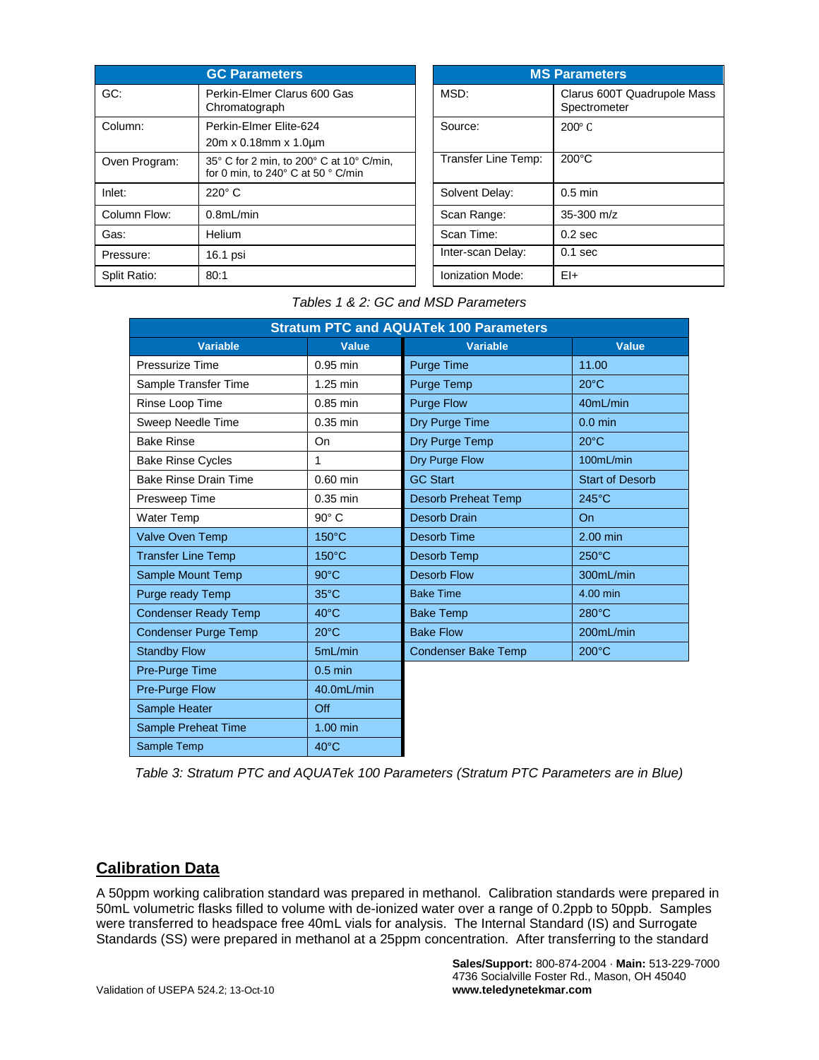| GC Parameters | |
|---|---|
| GC: | Perkin-Elmer Clarus 600 Gas Chromatograph |
| Column: | Perkin-Elmer Elite-624 20m x 0.18mm x 1.0µm |
| Oven Program: | 35° C for 2 min, to 200° C at 10° C/min, for 0 min, to 240° C at 50 ° C/min |
| Inlet: | 220° C |
| Column Flow: | 0.8mL/min |
| Gas: | Helium |
| Pressure: | 16.1 psi |
| Split Ratio: | 80:1 |

| MS Parameters | |
|---|---|
| MSD: | Clarus 600T Quadrupole Mass Spectrometer |
| Source: | 200° C |
| Transfer Line Temp: | 200°C |
| Solvent Delay: | 0.5 min |
| Scan Range: | 35-300 m/z |
| Scan Time: | 0.2 sec |
| Inter-scan Delay: | 0.1 sec |
| Ionization Mode: | EI+ |

*Tables 1 & 2: GC and MSD Parameters*

| Variable | Value | Variable | Value |
|---|---|---|---|
| Pressurize Time | 0.95 min | Purge Time | 11.00 |
| Sample Transfer Time | 1.25 min | Purge Temp | 20°C |
| Rinse Loop Time | 0.85 min | Purge Flow | 40mL/min |
| Sweep Needle Time | 0.35 min | Dry Purge Time | 0.0 min |
| Bake Rinse | On | Dry Purge Temp | 20°C |
| Bake Rinse Cycles | 1 | Dry Purge Flow | 100mL/min |
| Bake Rinse Drain Time | 0.60 min | GC Start | Start of Desorb |
| Presweep Time | 0.35 min | Desorb Preheat Temp | 245°C |
| Water Temp | 90° C | Desorb Drain | On |
| Valve Oven Temp | 150°C | Desorb Time | 2.00 min |
| Transfer Line Temp | 150°C | Desorb Temp | 250°C |
| Sample Mount Temp | 90°C | Desorb Flow | 300mL/min |
| Purge ready Temp | 35°C | Bake Time | 4.00 min |
| Condenser Ready Temp | 40°C | Bake Temp | 280°C |
| Condenser Purge Temp | 20°C | Bake Flow | 200mL/min |
| Standby Flow | 5mL/min | Condenser Bake Temp | 200°C |
| Pre-Purge Time | 0.5 min | | |
| Pre-Purge Flow | 40.0mL/min | | |
| Sample Heater | Off | | |
| Sample Preheat Time | 1.00 min | | |
| Sample Temp | 40°C | | |

*Table 3: Stratum PTC and AQUATek 100 Parameters (Stratum PTC Parameters are in Blue)*

## Calibration Data

A 50ppm working calibration standard was prepared in methanol. Calibration standards were prepared in 50mL volumetric flasks filled to volume with de-ionized water over a range of 0.2ppb to 50ppb. Samples were transferred to headspace free 40mL vials for analysis. The Internal Standard (IS) and Surrogate Standards (SS) were prepared in methanol at a 25ppm concentration. After transferring to the standard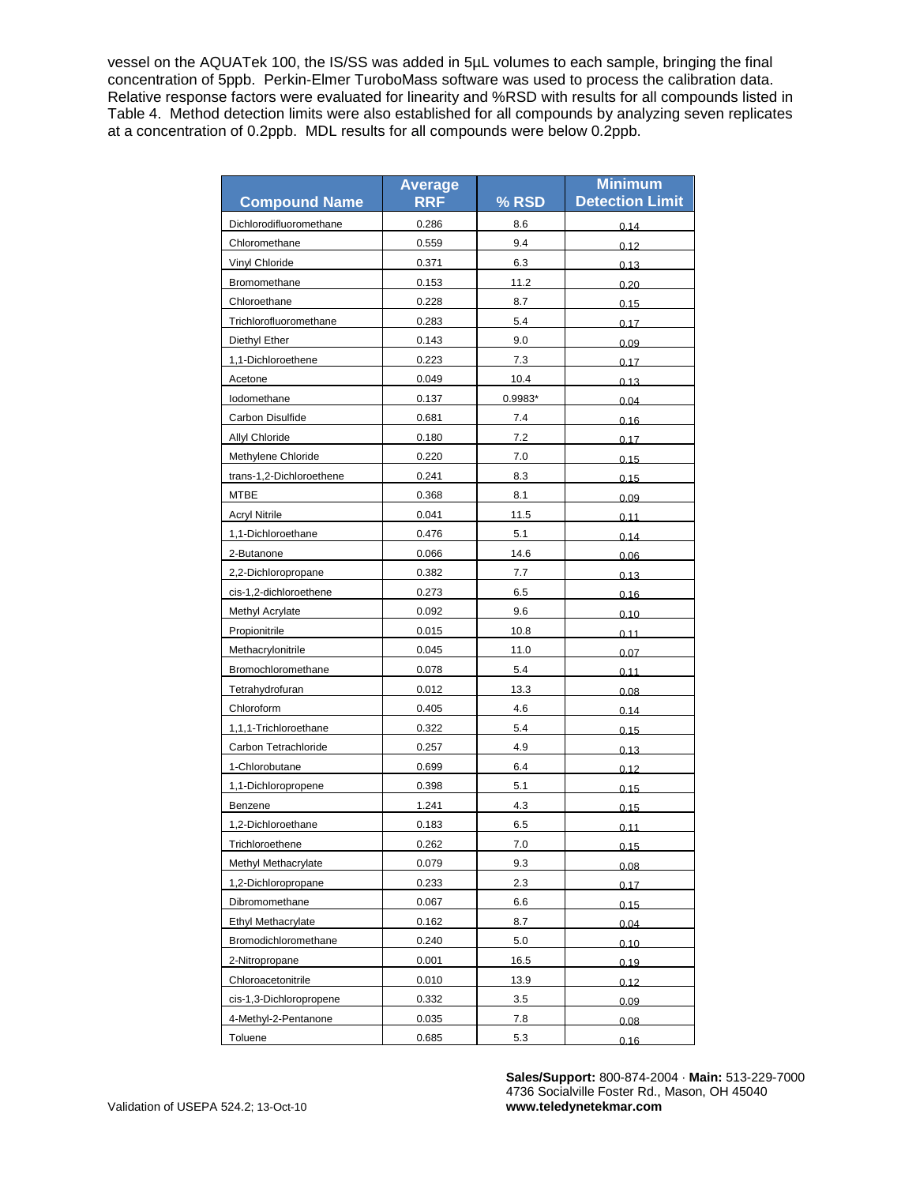vessel on the AQUATek 100, the IS/SS was added in 5µL volumes to each sample, bringing the final concentration of 5ppb. Perkin-Elmer TuroboMass software was used to process the calibration data. Relative response factors were evaluated for linearity and %RSD with results for all compounds listed in Table 4. Method detection limits were also established for all compounds by analyzing seven replicates at a concentration of 0.2ppb. MDL results for all compounds were below 0.2ppb.

| Compound Name | Average RRF | % RSD | Minimum Detection Limit |
|---|---|---|---|
| Dichlorodifluoromethane | 0.286 | 8.6 | 0.14 |
| Chloromethane | 0.559 | 9.4 | 0.12 |
| Vinyl Chloride | 0.371 | 6.3 | 0.13 |
| Bromomethane | 0.153 | 11.2 | 0.20 |
| Chloroethane | 0.228 | 8.7 | 0.15 |
| Trichlorofluoromethane | 0.283 | 5.4 | 0.17 |
| Diethyl Ether | 0.143 | 9.0 | 0.09 |
| 1,1-Dichloroethene | 0.223 | 7.3 | 0.17 |
| Acetone | 0.049 | 10.4 | 0.13 |
| Iodomethane | 0.137 | 0.9983* | 0.04 |
| Carbon Disulfide | 0.681 | 7.4 | 0.16 |
| Allyl Chloride | 0.180 | 7.2 | 0.17 |
| Methylene Chloride | 0.220 | 7.0 | 0.15 |
| trans-1,2-Dichloroethene | 0.241 | 8.3 | 0.15 |
| MTBE | 0.368 | 8.1 | 0.09 |
| Acryl Nitrile | 0.041 | 11.5 | 0.11 |
| 1,1-Dichloroethane | 0.476 | 5.1 | 0.14 |
| 2-Butanone | 0.066 | 14.6 | 0.06 |
| 2,2-Dichloropropane | 0.382 | 7.7 | 0.13 |
| cis-1,2-dichloroethene | 0.273 | 6.5 | 0.16 |
| Methyl Acrylate | 0.092 | 9.6 | 0.10 |
| Propionitrile | 0.015 | 10.8 | 0.11 |
| Methacrylonitrile | 0.045 | 11.0 | 0.07 |
| Bromochloromethane | 0.078 | 5.4 | 0.11 |
| Tetrahydrofuran | 0.012 | 13.3 | 0.08 |
| Chloroform | 0.405 | 4.6 | 0.14 |
| 1,1,1-Trichloroethane | 0.322 | 5.4 | 0.15 |
| Carbon Tetrachloride | 0.257 | 4.9 | 0.13 |
| 1-Chlorobutane | 0.699 | 6.4 | 0.12 |
| 1,1-Dichloropropene | 0.398 | 5.1 | 0.15 |
| Benzene | 1.241 | 4.3 | 0.15 |
| 1,2-Dichloroethane | 0.183 | 6.5 | 0.11 |
| Trichloroethene | 0.262 | 7.0 | 0.15 |
| Methyl Methacrylate | 0.079 | 9.3 | 0.08 |
| 1,2-Dichloropropane | 0.233 | 2.3 | 0.17 |
| Dibromomethane | 0.067 | 6.6 | 0.15 |
| Ethyl Methacrylate | 0.162 | 8.7 | 0.04 |
| Bromodichloromethane | 0.240 | 5.0 | 0.10 |
| 2-Nitropropane | 0.001 | 16.5 | 0.19 |
| Chloroacetonitrile | 0.010 | 13.9 | 0.12 |
| cis-1,3-Dichloropropene | 0.332 | 3.5 | 0.09 |
| 4-Methyl-2-Pentanone | 0.035 | 7.8 | 0.08 |
| Toluene | 0.685 | 5.3 | 0.16 |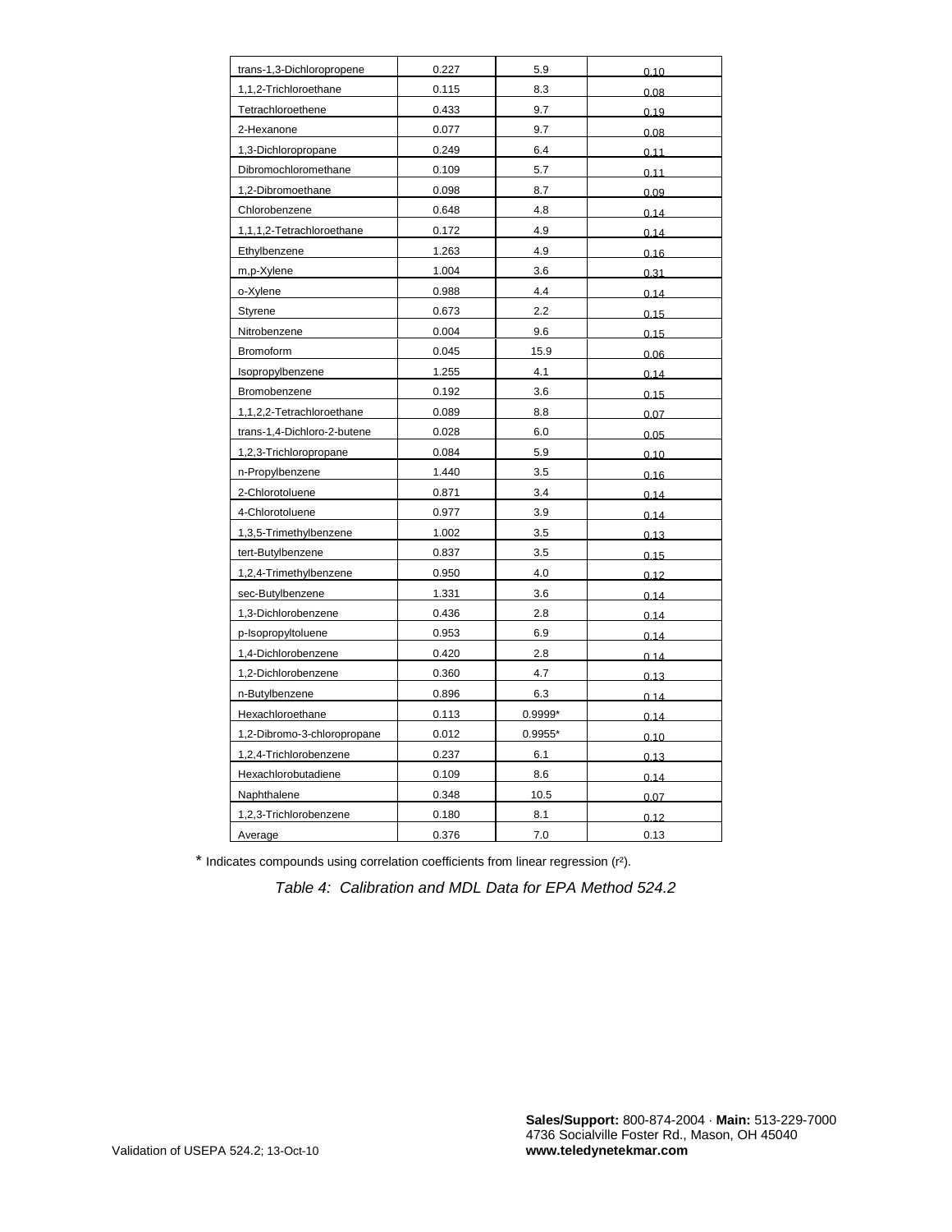| trans-1,3-Dichloropropene | 0.227 | 5.9 | 0.10 |
|---|---|---|---|
| 1,1,2-Trichloroethane | 0.115 | 8.3 | 0.08 |
| Tetrachloroethene | 0.433 | 9.7 | 0.19 |
| 2-Hexanone | 0.077 | 9.7 | 0.08 |
| 1,3-Dichloropropane | 0.249 | 6.4 | 0.11 |
| Dibromochloromethane | 0.109 | 5.7 | 0.11 |
| 1,2-Dibromoethane | 0.098 | 8.7 | 0.09 |
| Chlorobenzene | 0.648 | 4.8 | 0.14 |
| 1,1,1,2-Tetrachloroethane | 0.172 | 4.9 | 0.14 |
| Ethylbenzene | 1.263 | 4.9 | 0.16 |
| m,p-Xylene | 1.004 | 3.6 | 0.31 |
| o-Xylene | 0.988 | 4.4 | 0.14 |
| Styrene | 0.673 | 2.2 | 0.15 |
| Nitrobenzene | 0.004 | 9.6 | 0.15 |
| Bromoform | 0.045 | 15.9 | 0.06 |
| Isopropylbenzene | 1.255 | 4.1 | 0.14 |
| Bromobenzene | 0.192 | 3.6 | 0.15 |
| 1,1,2,2-Tetrachloroethane | 0.089 | 8.8 | 0.07 |
| trans-1,4-Dichloro-2-butene | 0.028 | 6.0 | 0.05 |
| 1,2,3-Trichloropropane | 0.084 | 5.9 | 0.10 |
| n-Propylbenzene | 1.440 | 3.5 | 0.16 |
| 2-Chlorotoluene | 0.871 | 3.4 | 0.14 |
| 4-Chlorotoluene | 0.977 | 3.9 | 0.14 |
| 1,3,5-Trimethylbenzene | 1.002 | 3.5 | 0.13 |
| tert-Butylbenzene | 0.837 | 3.5 | 0.15 |
| 1,2,4-Trimethylbenzene | 0.950 | 4.0 | 0.12 |
| sec-Butylbenzene | 1.331 | 3.6 | 0.14 |
| 1,3-Dichlorobenzene | 0.436 | 2.8 | 0.14 |
| p-Isopropyltoluene | 0.953 | 6.9 | 0.14 |
| 1,4-Dichlorobenzene | 0.420 | 2.8 | 0.14 |
| 1,2-Dichlorobenzene | 0.360 | 4.7 | 0.13 |
| n-Butylbenzene | 0.896 | 6.3 | 0.14 |
| Hexachloroethane | 0.113 | 0.9999* | 0.14 |
| 1,2-Dibromo-3-chloropropane | 0.012 | 0.9955* | 0.10 |
| 1,2,4-Trichlorobenzene | 0.237 | 6.1 | 0.13 |
| Hexachlorobutadiene | 0.109 | 8.6 | 0.14 |
| Naphthalene | 0.348 | 10.5 | 0.07 |
| 1,2,3-Trichlorobenzene | 0.180 | 8.1 | 0.12 |
| Average | 0.376 | 7.0 | 0.13 |

* Indicates compounds using correlation coefficients from linear regression ($r^2$).

*Table 4: Calibration and MDL Data for EPA Method 524.2*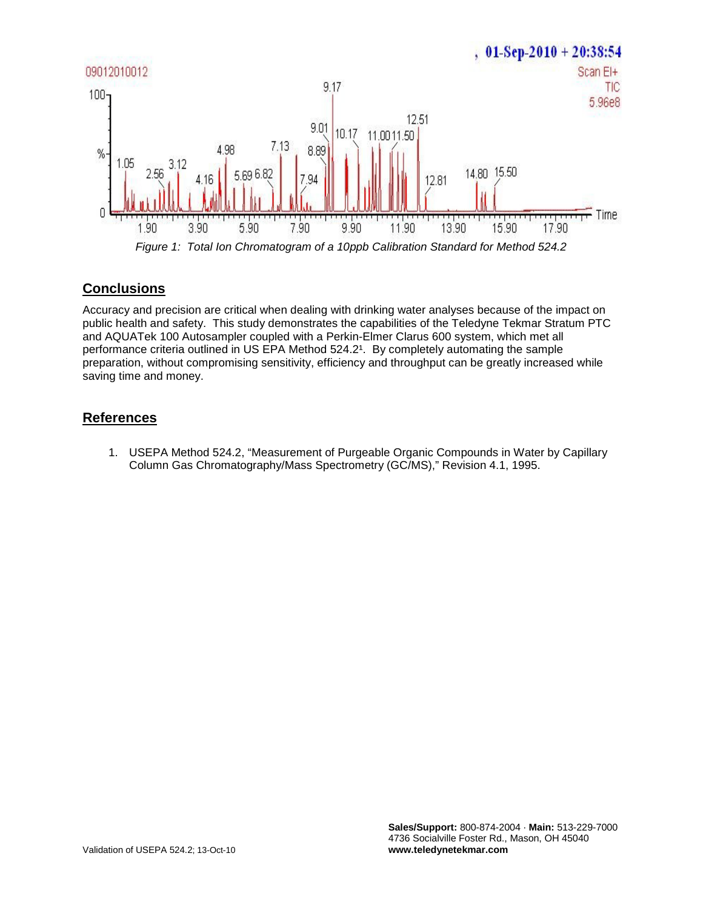, 01-Sep-2010 + 20:38:54

09012010012

Scan EI+
TIC
5.96e8

100

%

0

1.05 2.56 3.12 4.16 4.98 5.69 6.82 7.13 7.94 8.89 9.01 9.17 10.17 11.00 11.50 12.51 12.81 14.80 15.50

1.90 3.90 5.90 7.90 9.90 11.90 13.90 15.90 17.90 Time

*Figure 1: Total Ion Chromatogram of a 10ppb Calibration Standard for Method 524.2*

## Conclusions

Accuracy and precision are critical when dealing with drinking water analyses because of the impact on public health and safety. This study demonstrates the capabilities of the Teledyne Tekmar Stratum PTC and AQUATek 100 Autosampler coupled with a Perkin-Elmer Clarus 600 system, which met all performance criteria outlined in US EPA Method 524.2[1]. By completely automating the sample preparation, without compromising sensitivity, efficiency and throughput can be greatly increased while saving time and money.

## References

1. USEPA Method 524.2, “Measurement of Purgeable Organic Compounds in Water by Capillary Column Gas Chromatography/Mass Spectrometry (GC/MS),” Revision 4.1, 1995.

**Sales/Support:** 800-874-2004 · **Main:** 513-229-7000
4736 Socialville Foster Rd., Mason, OH 45040
**www.teledynetekmar.com**